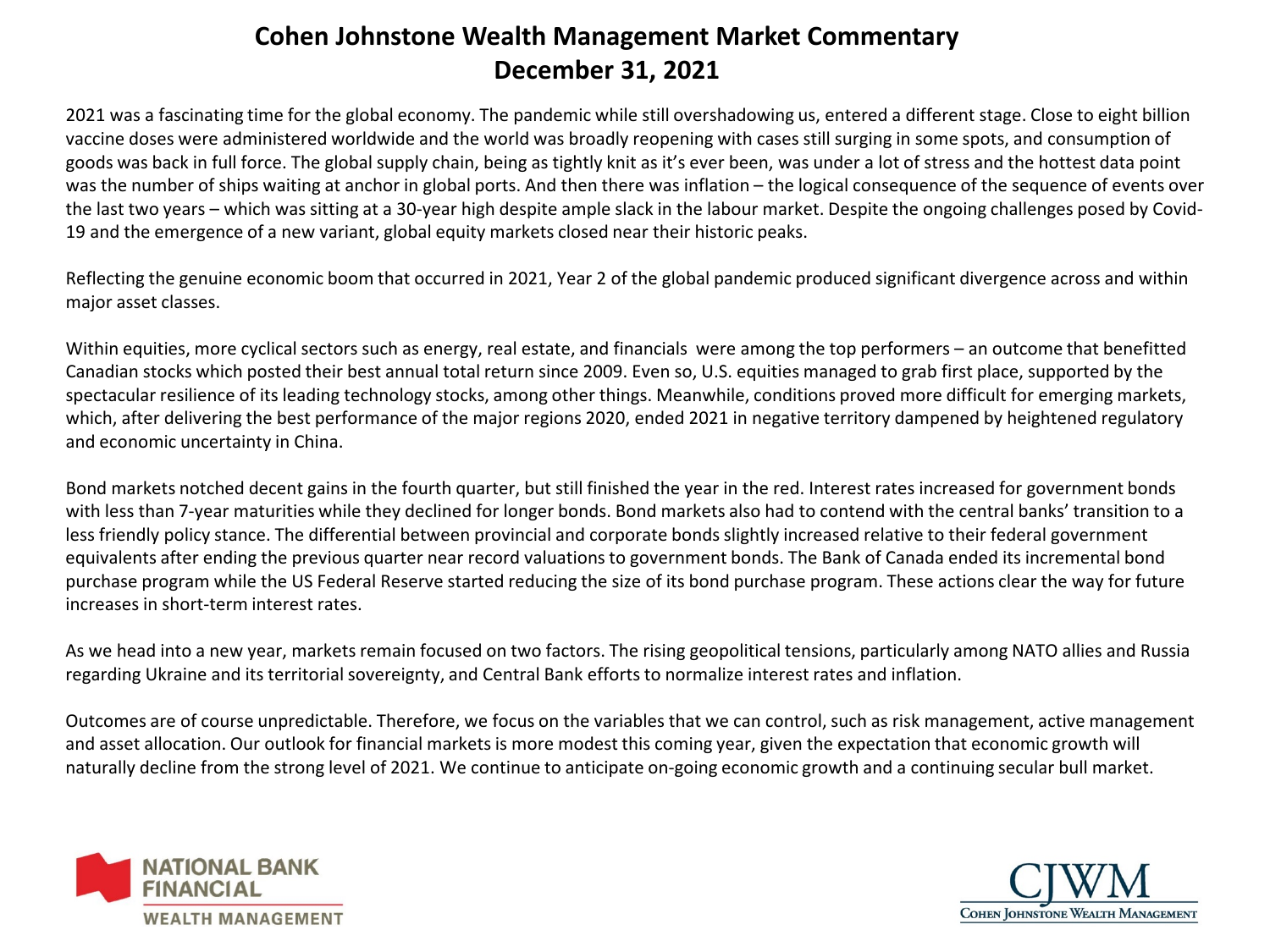# Cohen Johnstone Wealth Management Market Commentary
# December 31, 2021

2021 was a fascinating time for the global economy. The pandemic while still overshadowing us, entered a different stage. Close to eight billion vaccine doses were administered worldwide and the world was broadly reopening with cases still surging in some spots, and consumption of goods was back in full force. The global supply chain, being as tightly knit as it's ever been, was under a lot of stress and the hottest data point was the number of ships waiting at anchor in global ports. And then there was inflation – the logical consequence of the sequence of events over the last two years – which was sitting at a 30-year high despite ample slack in the labour market. Despite the ongoing challenges posed by Covid-19 and the emergence of a new variant, global equity markets closed near their historic peaks.

Reflecting the genuine economic boom that occurred in 2021, Year 2 of the global pandemic produced significant divergence across and within major asset classes.

Within equities, more cyclical sectors such as energy, real estate, and financials were among the top performers – an outcome that benefitted Canadian stocks which posted their best annual total return since 2009. Even so, U.S. equities managed to grab first place, supported by the spectacular resilience of its leading technology stocks, among other things. Meanwhile, conditions proved more difficult for emerging markets, which, after delivering the best performance of the major regions 2020, ended 2021 in negative territory dampened by heightened regulatory and economic uncertainty in China.

Bond markets notched decent gains in the fourth quarter, but still finished the year in the red. Interest rates increased for government bonds with less than 7-year maturities while they declined for longer bonds. Bond markets also had to contend with the central banks' transition to a less friendly policy stance. The differential between provincial and corporate bonds slightly increased relative to their federal government equivalents after ending the previous quarter near record valuations to government bonds. The Bank of Canada ended its incremental bond purchase program while the US Federal Reserve started reducing the size of its bond purchase program. These actions clear the way for future increases in short-term interest rates.

As we head into a new year, markets remain focused on two factors. The rising geopolitical tensions, particularly among NATO allies and Russia regarding Ukraine and its territorial sovereignty, and Central Bank efforts to normalize interest rates and inflation.

Outcomes are of course unpredictable. Therefore, we focus on the variables that we can control, such as risk management, active management and asset allocation. Our outlook for financial markets is more modest this coming year, given the expectation that economic growth will naturally decline from the strong level of 2021. We continue to anticipate on-going economic growth and a continuing secular bull market.

NATIONAL BANK FINANCIAL WEALTH MANAGEMENT

CJWM Cohen Johnstone Wealth Management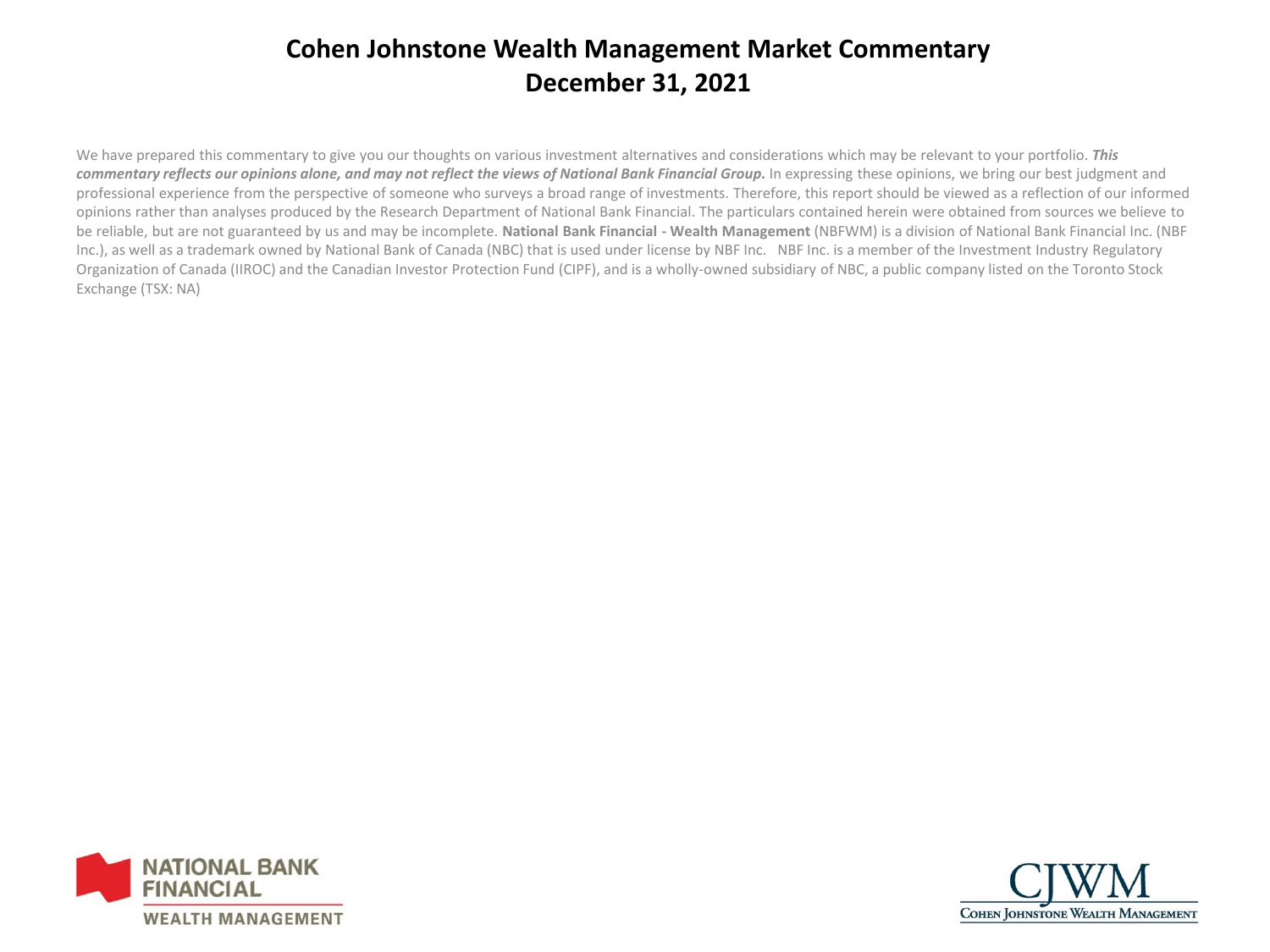# Cohen Johnstone Wealth Management Market Commentary
# December 31, 2021

We have prepared this commentary to give you our thoughts on various investment alternatives and considerations which may be relevant to your portfolio. ***This commentary reflects our opinions alone, and may not reflect the views of National Bank Financial Group.*** In expressing these opinions, we bring our best judgment and professional experience from the perspective of someone who surveys a broad range of investments. Therefore, this report should be viewed as a reflection of our informed opinions rather than analyses produced by the Research Department of National Bank Financial. The particulars contained herein were obtained from sources we believe to be reliable, but are not guaranteed by us and may be incomplete. **National Bank Financial - Wealth Management** (NBFWM) is a division of National Bank Financial Inc. (NBF Inc.), as well as a trademark owned by National Bank of Canada (NBC) that is used under license by NBF Inc. NBF Inc. is a member of the Investment Industry Regulatory Organization of Canada (IIROC) and the Canadian Investor Protection Fund (CIPF), and is a wholly-owned subsidiary of NBC, a public company listed on the Toronto Stock Exchange (TSX: NA)

NATIONAL BANK FINANCIAL
WEALTH MANAGEMENT

CJWM
COHEN JOHNSTONE WEALTH MANAGEMENT